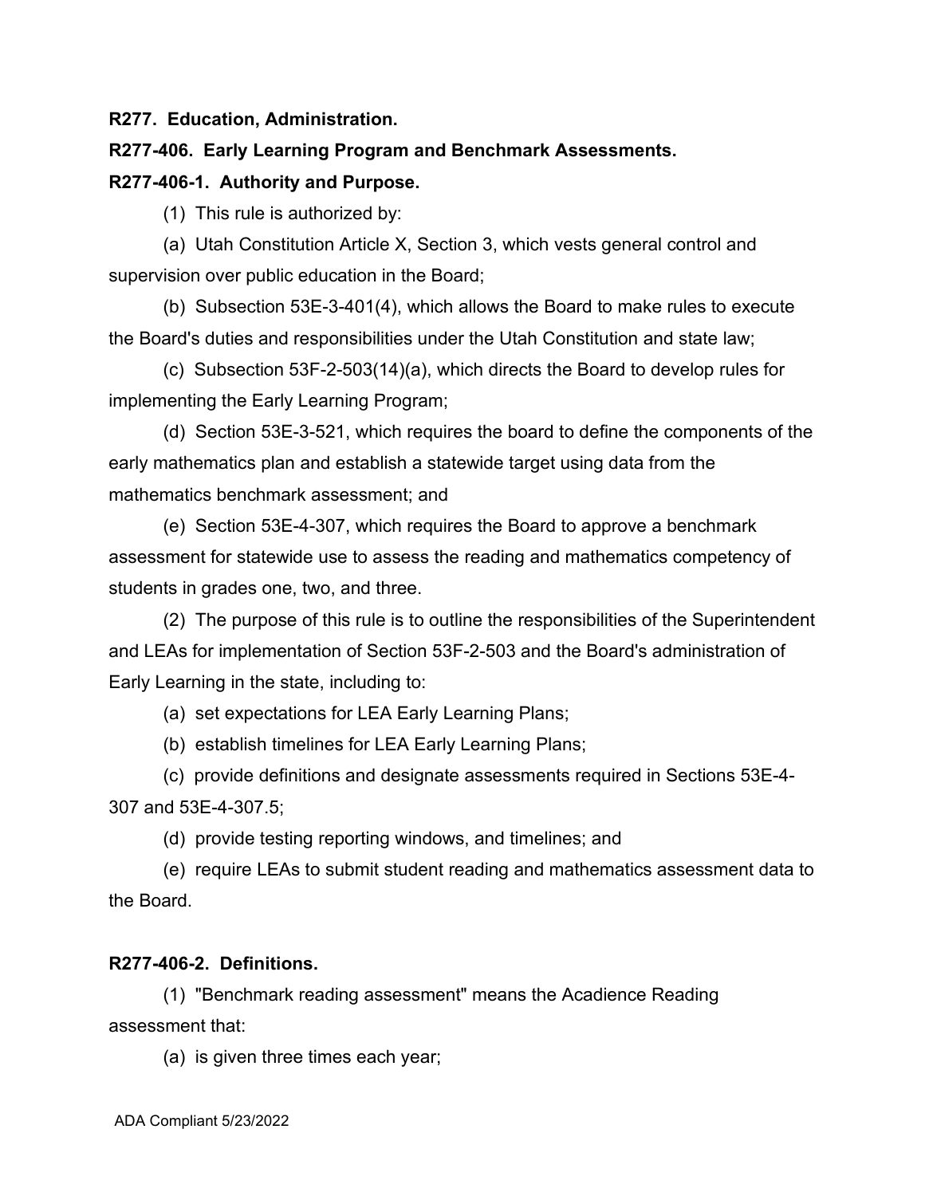**R277. Education, Administration.**

**R277-406. Early Learning Program and Benchmark Assessments.**

**R277-406-1. Authority and Purpose.**

(1) This rule is authorized by:

(a) Utah Constitution Article X, Section 3, which vests general control and supervision over public education in the Board;

(b) Subsection 53E-3-401(4), which allows the Board to make rules to execute the Board's duties and responsibilities under the Utah Constitution and state law;

(c) Subsection 53F-2-503(14)(a), which directs the Board to develop rules for implementing the Early Learning Program;

(d) Section 53E-3-521, which requires the board to define the components of the early mathematics plan and establish a statewide target using data from the mathematics benchmark assessment; and

(e) Section 53E-4-307, which requires the Board to approve a benchmark assessment for statewide use to assess the reading and mathematics competency of students in grades one, two, and three.

(2) The purpose of this rule is to outline the responsibilities of the Superintendent and LEAs for implementation of Section 53F-2-503 and the Board's administration of Early Learning in the state, including to:

(a) set expectations for LEA Early Learning Plans;

(b) establish timelines for LEA Early Learning Plans;

(c) provide definitions and designate assessments required in Sections 53E-4-307 and 53E-4-307.5;

(d) provide testing reporting windows, and timelines; and

(e) require LEAs to submit student reading and mathematics assessment data to the Board.

**R277-406-2. Definitions.**

(1) "Benchmark reading assessment" means the Acadience Reading assessment that:

(a) is given three times each year;

ADA Compliant 5/23/2022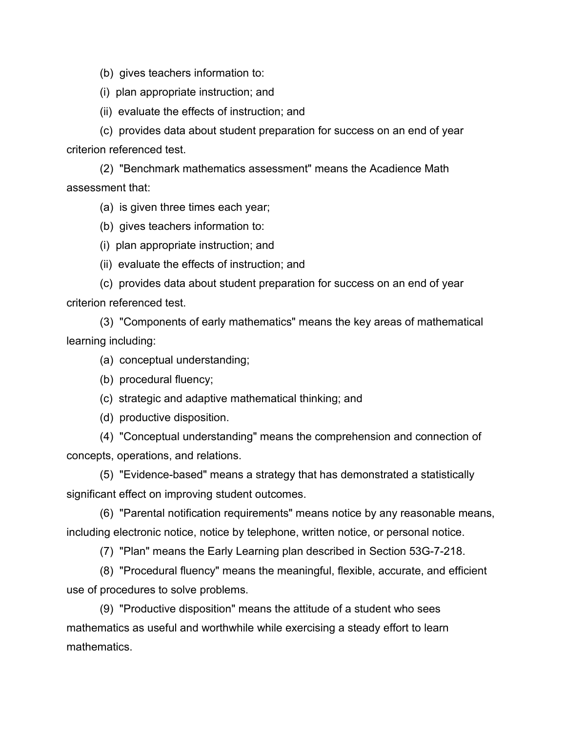(b) gives teachers information to:

(i) plan appropriate instruction; and

(ii) evaluate the effects of instruction; and

(c) provides data about student preparation for success on an end of year criterion referenced test.

(2) "Benchmark mathematics assessment" means the Acadience Math assessment that:

(a) is given three times each year;

(b) gives teachers information to:

(i) plan appropriate instruction; and

(ii) evaluate the effects of instruction; and

(c) provides data about student preparation for success on an end of year criterion referenced test.

(3) "Components of early mathematics" means the key areas of mathematical learning including:

(a) conceptual understanding;

(b) procedural fluency;

(c) strategic and adaptive mathematical thinking; and

(d) productive disposition.

(4) "Conceptual understanding" means the comprehension and connection of concepts, operations, and relations.

(5) "Evidence-based" means a strategy that has demonstrated a statistically significant effect on improving student outcomes.

(6) "Parental notification requirements" means notice by any reasonable means, including electronic notice, notice by telephone, written notice, or personal notice.

(7) "Plan" means the Early Learning plan described in Section 53G-7-218.

(8) "Procedural fluency" means the meaningful, flexible, accurate, and efficient use of procedures to solve problems.

(9) "Productive disposition" means the attitude of a student who sees mathematics as useful and worthwhile while exercising a steady effort to learn mathematics.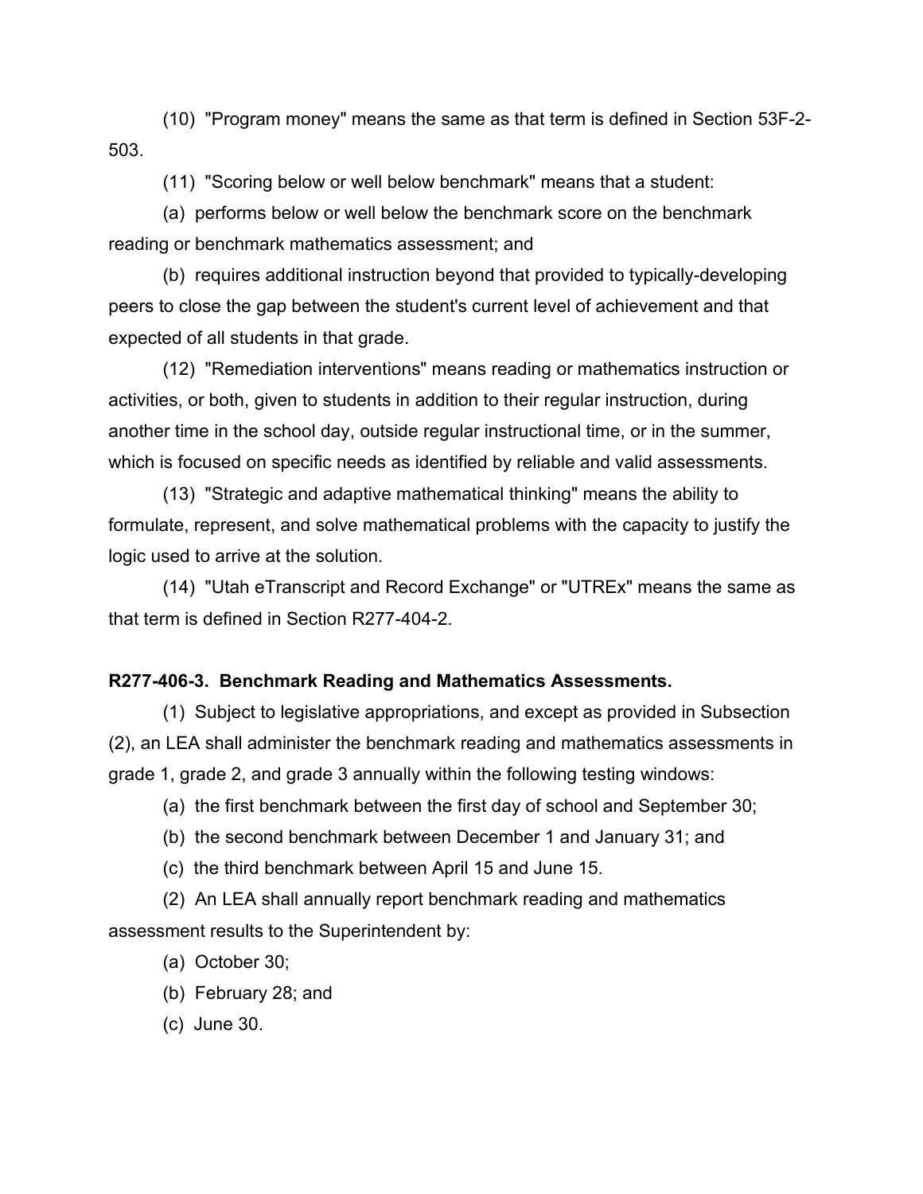(10) "Program money" means the same as that term is defined in Section 53F-2-503.

(11) "Scoring below or well below benchmark" means that a student:

(a) performs below or well below the benchmark score on the benchmark reading or benchmark mathematics assessment; and

(b) requires additional instruction beyond that provided to typically-developing peers to close the gap between the student's current level of achievement and that expected of all students in that grade.

(12) "Remediation interventions" means reading or mathematics instruction or activities, or both, given to students in addition to their regular instruction, during another time in the school day, outside regular instructional time, or in the summer, which is focused on specific needs as identified by reliable and valid assessments.

(13) "Strategic and adaptive mathematical thinking" means the ability to formulate, represent, and solve mathematical problems with the capacity to justify the logic used to arrive at the solution.

(14) "Utah eTranscript and Record Exchange" or "UTREx" means the same as that term is defined in Section R277-404-2.

**R277-406-3. Benchmark Reading and Mathematics Assessments.**

(1) Subject to legislative appropriations, and except as provided in Subsection (2), an LEA shall administer the benchmark reading and mathematics assessments in grade 1, grade 2, and grade 3 annually within the following testing windows:

(a) the first benchmark between the first day of school and September 30;

(b) the second benchmark between December 1 and January 31; and

(c) the third benchmark between April 15 and June 15.

(2) An LEA shall annually report benchmark reading and mathematics assessment results to the Superintendent by:

(a) October 30;

(b) February 28; and

(c) June 30.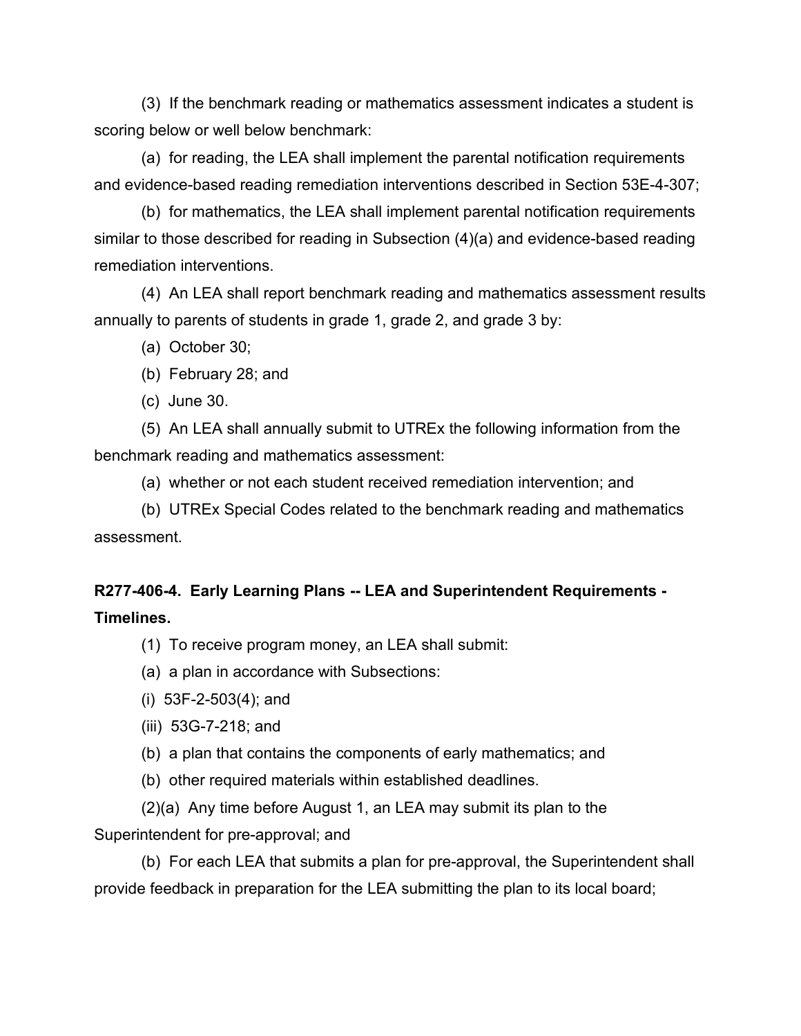(3) If the benchmark reading or mathematics assessment indicates a student is scoring below or well below benchmark:

(a) for reading, the LEA shall implement the parental notification requirements and evidence-based reading remediation interventions described in Section 53E-4-307;

(b) for mathematics, the LEA shall implement parental notification requirements similar to those described for reading in Subsection (4)(a) and evidence-based reading remediation interventions.

(4) An LEA shall report benchmark reading and mathematics assessment results annually to parents of students in grade 1, grade 2, and grade 3 by:

(a) October 30;

(b) February 28; and

(c) June 30.

(5) An LEA shall annually submit to UTREx the following information from the benchmark reading and mathematics assessment:

(a) whether or not each student received remediation intervention; and

(b) UTREx Special Codes related to the benchmark reading and mathematics assessment.

**R277-406-4. Early Learning Plans -- LEA and Superintendent Requirements - Timelines.**

(1) To receive program money, an LEA shall submit:

(a) a plan in accordance with Subsections:

(i) 53F-2-503(4); and

(iii) 53G-7-218; and

(b) a plan that contains the components of early mathematics; and

(b) other required materials within established deadlines.

(2)(a) Any time before August 1, an LEA may submit its plan to the Superintendent for pre-approval; and

(b) For each LEA that submits a plan for pre-approval, the Superintendent shall provide feedback in preparation for the LEA submitting the plan to its local board;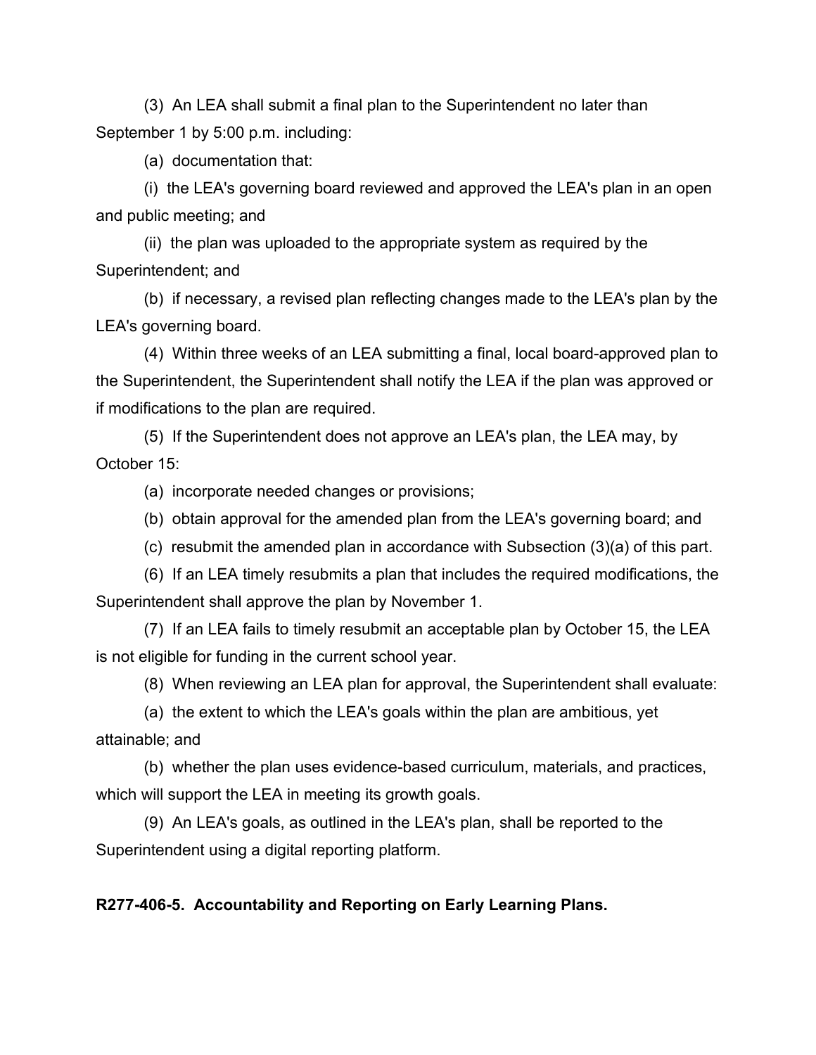(3) An LEA shall submit a final plan to the Superintendent no later than September 1 by 5:00 p.m. including:

(a) documentation that:

(i) the LEA's governing board reviewed and approved the LEA's plan in an open and public meeting; and

(ii) the plan was uploaded to the appropriate system as required by the Superintendent; and

(b) if necessary, a revised plan reflecting changes made to the LEA's plan by the LEA's governing board.

(4) Within three weeks of an LEA submitting a final, local board-approved plan to the Superintendent, the Superintendent shall notify the LEA if the plan was approved or if modifications to the plan are required.

(5) If the Superintendent does not approve an LEA's plan, the LEA may, by October 15:

(a) incorporate needed changes or provisions;

(b) obtain approval for the amended plan from the LEA's governing board; and

(c) resubmit the amended plan in accordance with Subsection (3)(a) of this part.

(6) If an LEA timely resubmits a plan that includes the required modifications, the Superintendent shall approve the plan by November 1.

(7) If an LEA fails to timely resubmit an acceptable plan by October 15, the LEA is not eligible for funding in the current school year.

(8) When reviewing an LEA plan for approval, the Superintendent shall evaluate:

(a) the extent to which the LEA's goals within the plan are ambitious, yet attainable; and

(b) whether the plan uses evidence-based curriculum, materials, and practices, which will support the LEA in meeting its growth goals.

(9) An LEA's goals, as outlined in the LEA's plan, shall be reported to the Superintendent using a digital reporting platform.

**R277-406-5. Accountability and Reporting on Early Learning Plans.**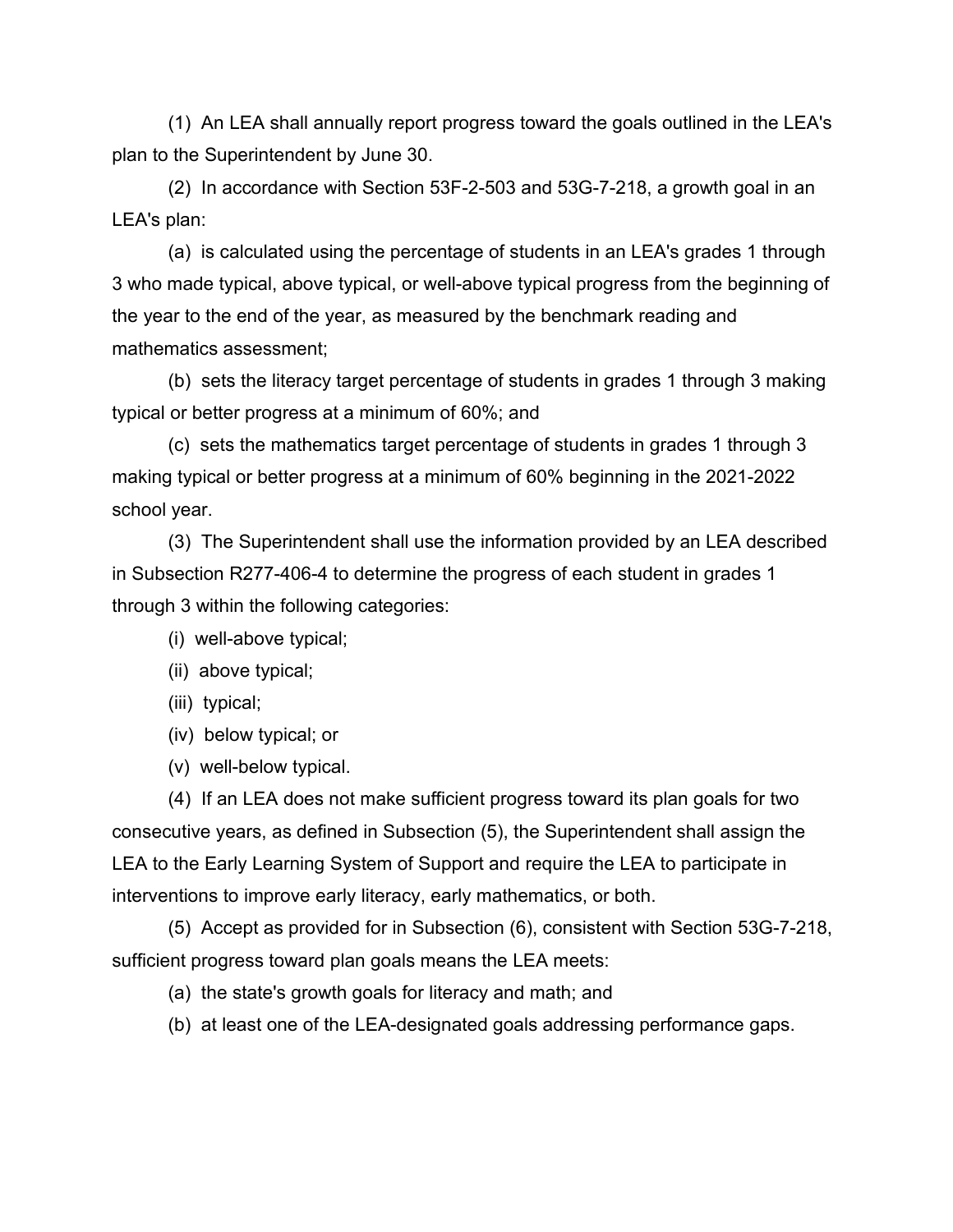(1) An LEA shall annually report progress toward the goals outlined in the LEA's plan to the Superintendent by June 30.

(2) In accordance with Section 53F-2-503 and 53G-7-218, a growth goal in an LEA's plan:

(a) is calculated using the percentage of students in an LEA's grades 1 through 3 who made typical, above typical, or well-above typical progress from the beginning of the year to the end of the year, as measured by the benchmark reading and mathematics assessment;

(b) sets the literacy target percentage of students in grades 1 through 3 making typical or better progress at a minimum of 60%; and

(c) sets the mathematics target percentage of students in grades 1 through 3 making typical or better progress at a minimum of 60% beginning in the 2021-2022 school year.

(3) The Superintendent shall use the information provided by an LEA described in Subsection R277-406-4 to determine the progress of each student in grades 1 through 3 within the following categories:

(i) well-above typical;

(ii) above typical;

(iii) typical;

(iv) below typical; or

(v) well-below typical.

(4) If an LEA does not make sufficient progress toward its plan goals for two consecutive years, as defined in Subsection (5), the Superintendent shall assign the LEA to the Early Learning System of Support and require the LEA to participate in interventions to improve early literacy, early mathematics, or both.

(5) Accept as provided for in Subsection (6), consistent with Section 53G-7-218, sufficient progress toward plan goals means the LEA meets:

(a) the state's growth goals for literacy and math; and

(b) at least one of the LEA-designated goals addressing performance gaps.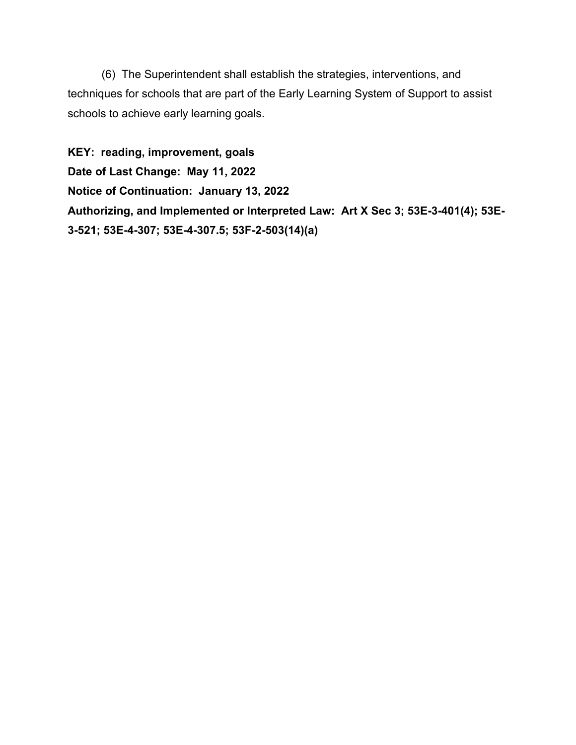(6) The Superintendent shall establish the strategies, interventions, and techniques for schools that are part of the Early Learning System of Support to assist schools to achieve early learning goals.

**KEY: reading, improvement, goals**
**Date of Last Change: May 11, 2022**
**Notice of Continuation: January 13, 2022**
**Authorizing, and Implemented or Interpreted Law: Art X Sec 3; 53E-3-401(4); 53E-3-521; 53E-4-307; 53E-4-307.5; 53F-2-503(14)(a)**